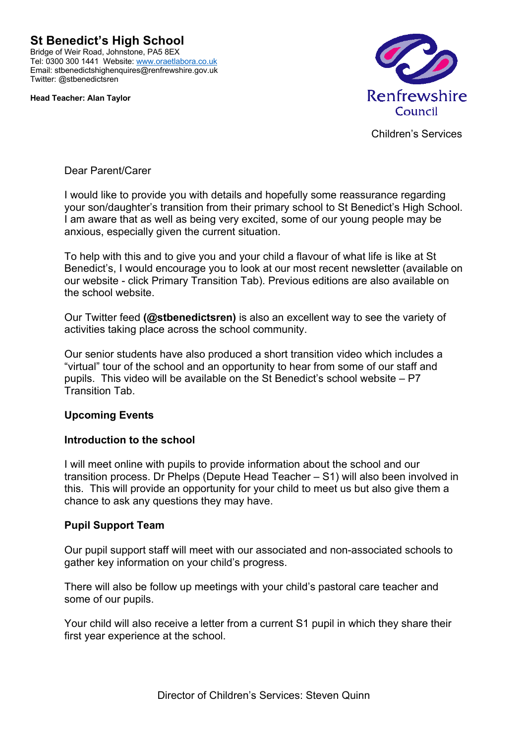# St Benedict's High School

Bridge of Weir Road, Johnstone, PA5 8EX
Tel: 0300 300 1441 Website: www.oraetlabora.co.uk
Email: stbenedictshighenquires@renfrewshire.gov.uk
Twitter: @stbenedictsren

**Head Teacher: Alan Taylor**

Renfrewshire Council

Children's Services

Dear Parent/Carer

I would like to provide you with details and hopefully some reassurance regarding your son/daughter's transition from their primary school to St Benedict's High School. I am aware that as well as being very excited, some of our young people may be anxious, especially given the current situation.

To help with this and to give you and your child a flavour of what life is like at St Benedict's, I would encourage you to look at our most recent newsletter (available on our website - click Primary Transition Tab). Previous editions are also available on the school website.

Our Twitter feed **(@stbenedictsren)** is also an excellent way to see the variety of activities taking place across the school community.

Our senior students have also produced a short transition video which includes a "virtual" tour of the school and an opportunity to hear from some of our staff and pupils. This video will be available on the St Benedict's school website – P7 Transition Tab.

## Upcoming Events

### Introduction to the school

I will meet online with pupils to provide information about the school and our transition process. Dr Phelps (Depute Head Teacher – S1) will also been involved in this. This will provide an opportunity for your child to meet us but also give them a chance to ask any questions they may have.

### Pupil Support Team

Our pupil support staff will meet with our associated and non-associated schools to gather key information on your child's progress.

There will also be follow up meetings with your child's pastoral care teacher and some of our pupils.

Your child will also receive a letter from a current S1 pupil in which they share their first year experience at the school.

Director of Children's Services: Steven Quinn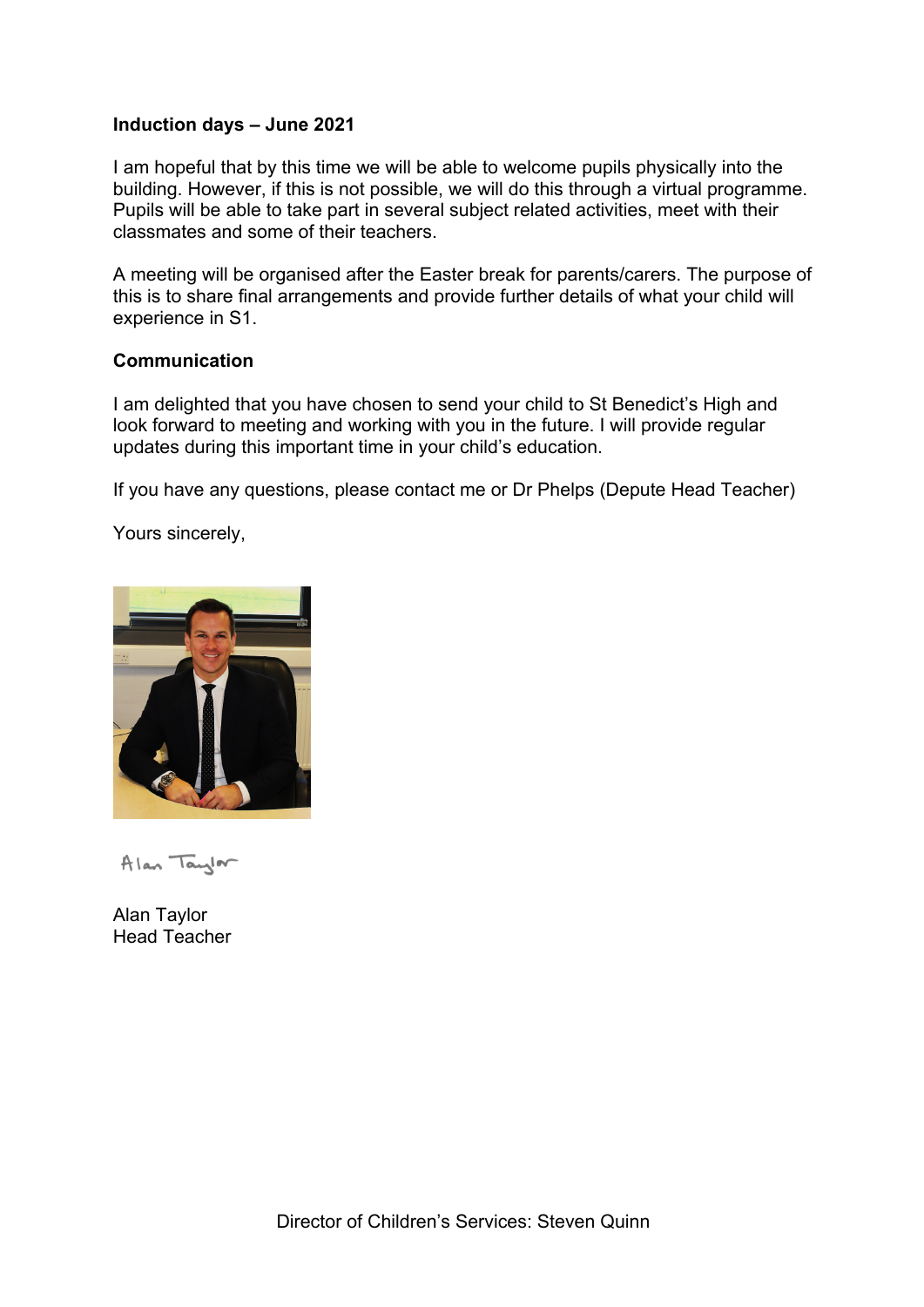**Induction days – June 2021**

I am hopeful that by this time we will be able to welcome pupils physically into the building. However, if this is not possible, we will do this through a virtual programme. Pupils will be able to take part in several subject related activities, meet with their classmates and some of their teachers.

A meeting will be organised after the Easter break for parents/carers. The purpose of this is to share final arrangements and provide further details of what your child will experience in S1.

**Communication**

I am delighted that you have chosen to send your child to St Benedict's High and look forward to meeting and working with you in the future. I will provide regular updates during this important time in your child's education.

If you have any questions, please contact me or Dr Phelps (Depute Head Teacher)

Yours sincerely,

Alan Taylor

Alan Taylor
Head Teacher

Director of Children's Services: Steven Quinn